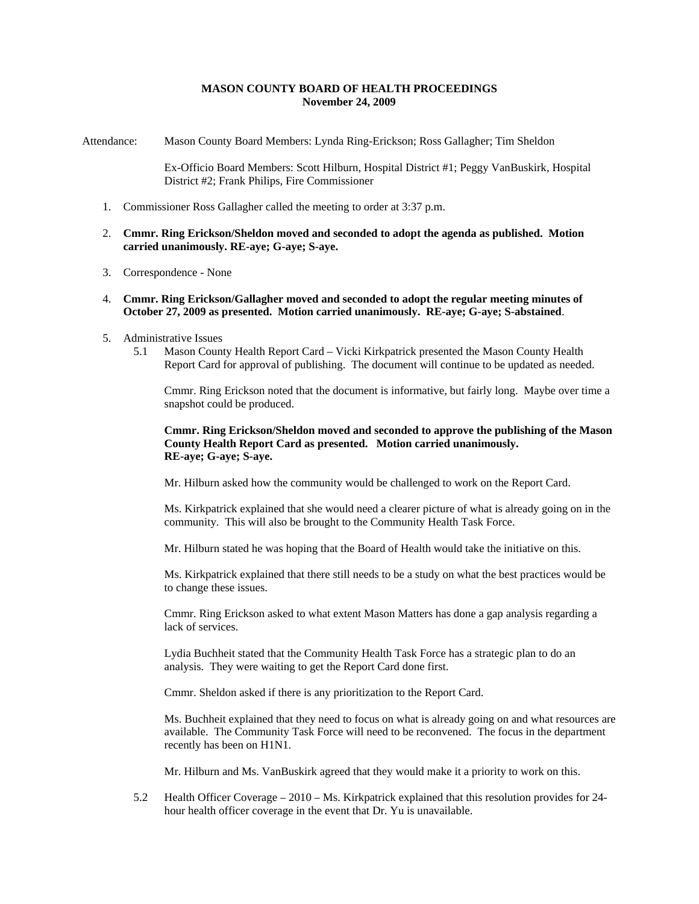**MASON COUNTY BOARD OF HEALTH PROCEEDINGS**
**November 24, 2009**

Attendance: Mason County Board Members: Lynda Ring-Erickson; Ross Gallagher; Tim Sheldon

Ex-Officio Board Members: Scott Hilburn, Hospital District #1; Peggy VanBuskirk, Hospital District #2; Frank Philips, Fire Commissioner

1. Commissioner Ross Gallagher called the meeting to order at 3:37 p.m.

2. **Cmmr. Ring Erickson/Sheldon moved and seconded to adopt the agenda as published. Motion carried unanimously. RE-aye; G-aye; S-aye.**

3. Correspondence - None

4. **Cmmr. Ring Erickson/Gallagher moved and seconded to adopt the regular meeting minutes of October 27, 2009 as presented. Motion carried unanimously. RE-aye; G-aye; S-abstained**.

5. Administrative Issues

   5.1 Mason County Health Report Card – Vicki Kirkpatrick presented the Mason County Health Report Card for approval of publishing. The document will continue to be updated as needed.

   Cmmr. Ring Erickson noted that the document is informative, but fairly long. Maybe over time a snapshot could be produced.

   **Cmmr. Ring Erickson/Sheldon moved and seconded to approve the publishing of the Mason County Health Report Card as presented. Motion carried unanimously. RE-aye; G-aye; S-aye.**

   Mr. Hilburn asked how the community would be challenged to work on the Report Card.

   Ms. Kirkpatrick explained that she would need a clearer picture of what is already going on in the community. This will also be brought to the Community Health Task Force.

   Mr. Hilburn stated he was hoping that the Board of Health would take the initiative on this.

   Ms. Kirkpatrick explained that there still needs to be a study on what the best practices would be to change these issues.

   Cmmr. Ring Erickson asked to what extent Mason Matters has done a gap analysis regarding a lack of services.

   Lydia Buchheit stated that the Community Health Task Force has a strategic plan to do an analysis. They were waiting to get the Report Card done first.

   Cmmr. Sheldon asked if there is any prioritization to the Report Card.

   Ms. Buchheit explained that they need to focus on what is already going on and what resources are available. The Community Task Force will need to be reconvened. The focus in the department recently has been on H1N1.

   Mr. Hilburn and Ms. VanBuskirk agreed that they would make it a priority to work on this.

   5.2 Health Officer Coverage – 2010 – Ms. Kirkpatrick explained that this resolution provides for 24-hour health officer coverage in the event that Dr. Yu is unavailable.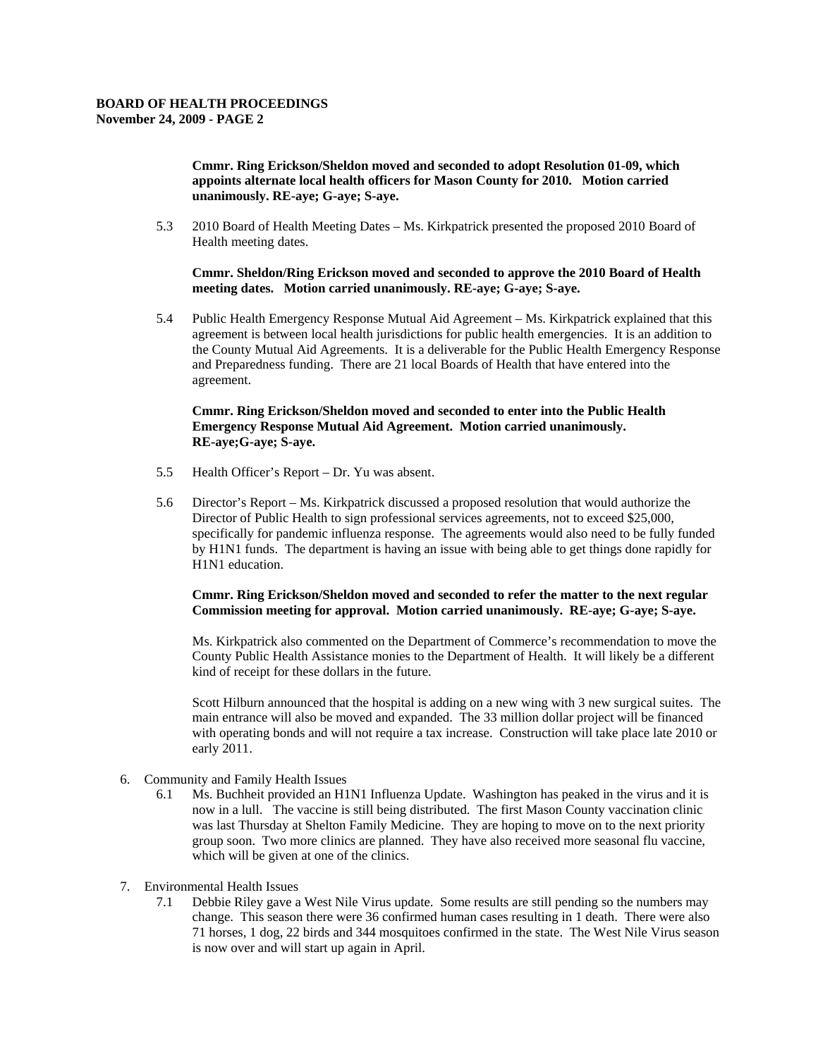**Cmmr. Ring Erickson/Sheldon moved and seconded to adopt Resolution 01-09, which appoints alternate local health officers for Mason County for 2010. Motion carried unanimously. RE-aye; G-aye; S-aye.**

5.3 2010 Board of Health Meeting Dates – Ms. Kirkpatrick presented the proposed 2010 Board of Health meeting dates.

**Cmmr. Sheldon/Ring Erickson moved and seconded to approve the 2010 Board of Health meeting dates. Motion carried unanimously. RE-aye; G-aye; S-aye.**

5.4 Public Health Emergency Response Mutual Aid Agreement – Ms. Kirkpatrick explained that this agreement is between local health jurisdictions for public health emergencies. It is an addition to the County Mutual Aid Agreements. It is a deliverable for the Public Health Emergency Response and Preparedness funding. There are 21 local Boards of Health that have entered into the agreement.

**Cmmr. Ring Erickson/Sheldon moved and seconded to enter into the Public Health Emergency Response Mutual Aid Agreement. Motion carried unanimously. RE-aye;G-aye; S-aye.**

5.5 Health Officer's Report – Dr. Yu was absent.

5.6 Director's Report – Ms. Kirkpatrick discussed a proposed resolution that would authorize the Director of Public Health to sign professional services agreements, not to exceed $25,000, specifically for pandemic influenza response. The agreements would also need to be fully funded by H1N1 funds. The department is having an issue with being able to get things done rapidly for H1N1 education.

**Cmmr. Ring Erickson/Sheldon moved and seconded to refer the matter to the next regular Commission meeting for approval. Motion carried unanimously. RE-aye; G-aye; S-aye.**

Ms. Kirkpatrick also commented on the Department of Commerce's recommendation to move the County Public Health Assistance monies to the Department of Health. It will likely be a different kind of receipt for these dollars in the future.

Scott Hilburn announced that the hospital is adding on a new wing with 3 new surgical suites. The main entrance will also be moved and expanded. The 33 million dollar project will be financed with operating bonds and will not require a tax increase. Construction will take place late 2010 or early 2011.

6. Community and Family Health Issues
   6.1 Ms. Buchheit provided an H1N1 Influenza Update. Washington has peaked in the virus and it is now in a lull. The vaccine is still being distributed. The first Mason County vaccination clinic was last Thursday at Shelton Family Medicine. They are hoping to move on to the next priority group soon. Two more clinics are planned. They have also received more seasonal flu vaccine, which will be given at one of the clinics.

7. Environmental Health Issues
   7.1 Debbie Riley gave a West Nile Virus update. Some results are still pending so the numbers may change. This season there were 36 confirmed human cases resulting in 1 death. There were also 71 horses, 1 dog, 22 birds and 344 mosquitoes confirmed in the state. The West Nile Virus season is now over and will start up again in April.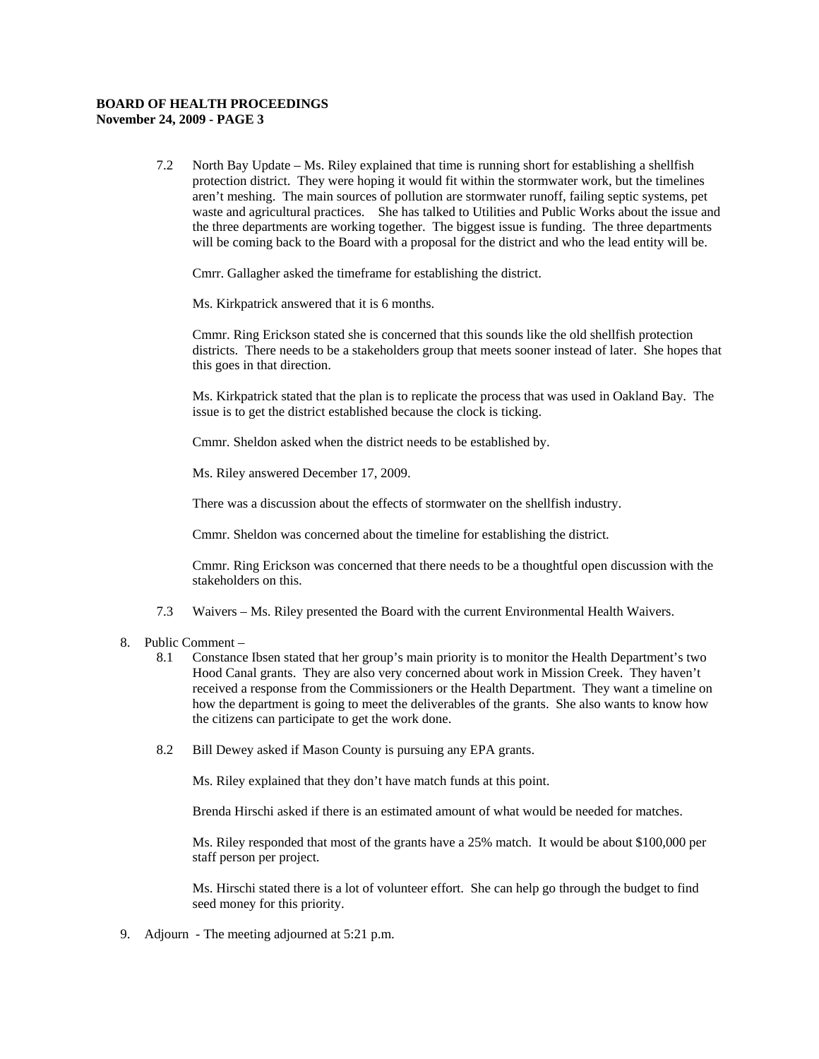7.2 North Bay Update – Ms. Riley explained that time is running short for establishing a shellfish protection district. They were hoping it would fit within the stormwater work, but the timelines aren't meshing. The main sources of pollution are stormwater runoff, failing septic systems, pet waste and agricultural practices. She has talked to Utilities and Public Works about the issue and the three departments are working together. The biggest issue is funding. The three departments will be coming back to the Board with a proposal for the district and who the lead entity will be.

Cmrr. Gallagher asked the timeframe for establishing the district.

Ms. Kirkpatrick answered that it is 6 months.

Cmmr. Ring Erickson stated she is concerned that this sounds like the old shellfish protection districts. There needs to be a stakeholders group that meets sooner instead of later. She hopes that this goes in that direction.

Ms. Kirkpatrick stated that the plan is to replicate the process that was used in Oakland Bay. The issue is to get the district established because the clock is ticking.

Cmmr. Sheldon asked when the district needs to be established by.

Ms. Riley answered December 17, 2009.

There was a discussion about the effects of stormwater on the shellfish industry.

Cmmr. Sheldon was concerned about the timeline for establishing the district.

Cmmr. Ring Erickson was concerned that there needs to be a thoughtful open discussion with the stakeholders on this.

7.3 Waivers – Ms. Riley presented the Board with the current Environmental Health Waivers.

8. Public Comment –

8.1 Constance Ibsen stated that her group's main priority is to monitor the Health Department's two Hood Canal grants. They are also very concerned about work in Mission Creek. They haven't received a response from the Commissioners or the Health Department. They want a timeline on how the department is going to meet the deliverables of the grants. She also wants to know how the citizens can participate to get the work done.

8.2 Bill Dewey asked if Mason County is pursuing any EPA grants.

Ms. Riley explained that they don't have match funds at this point.

Brenda Hirschi asked if there is an estimated amount of what would be needed for matches.

Ms. Riley responded that most of the grants have a 25% match. It would be about $100,000 per staff person per project.

Ms. Hirschi stated there is a lot of volunteer effort. She can help go through the budget to find seed money for this priority.

9. Adjourn - The meeting adjourned at 5:21 p.m.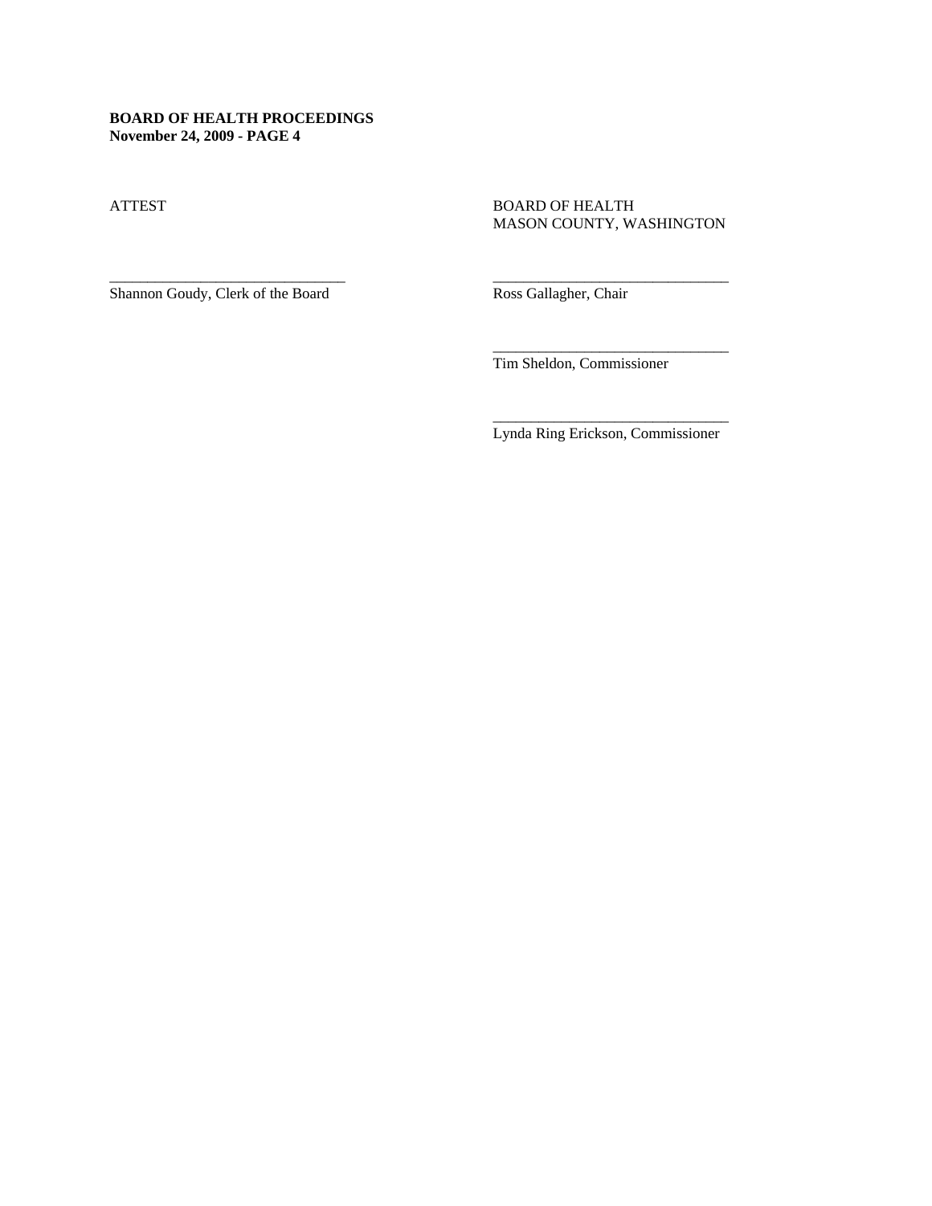**BOARD OF HEALTH PROCEEDINGS**
**November 24, 2009 - PAGE 4**

ATTEST

BOARD OF HEALTH
MASON COUNTY, WASHINGTON

_______________________________
Shannon Goudy, Clerk of the Board

_______________________________
Ross Gallagher, Chair

_______________________________
Tim Sheldon, Commissioner

_______________________________
Lynda Ring Erickson, Commissioner